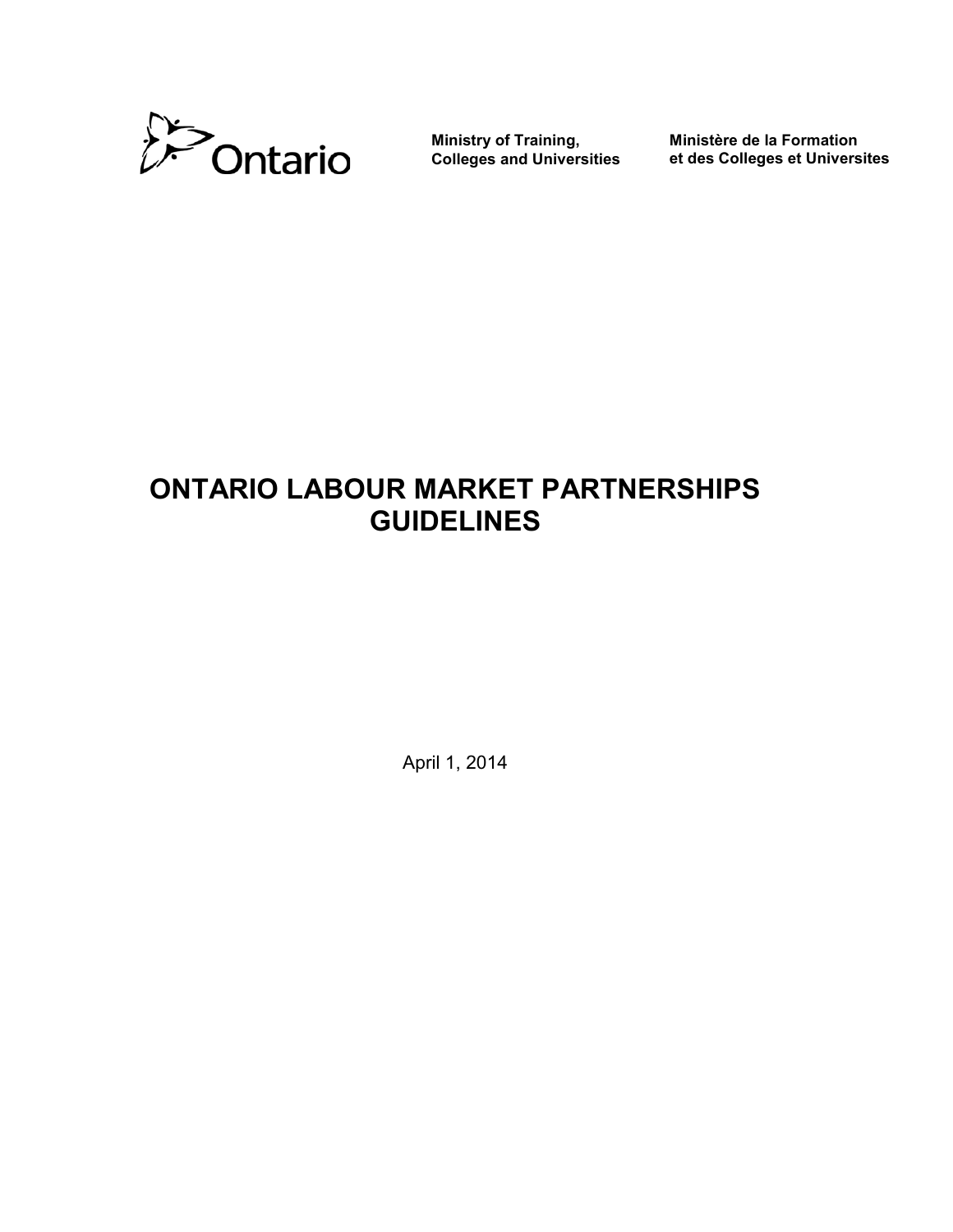Ontario

**Ministry of Training, Colleges and Universities**

**Ministère de la Formation et des Colleges et Universites**

# ONTARIO LABOUR MARKET PARTNERSHIPS GUIDELINES

April 1, 2014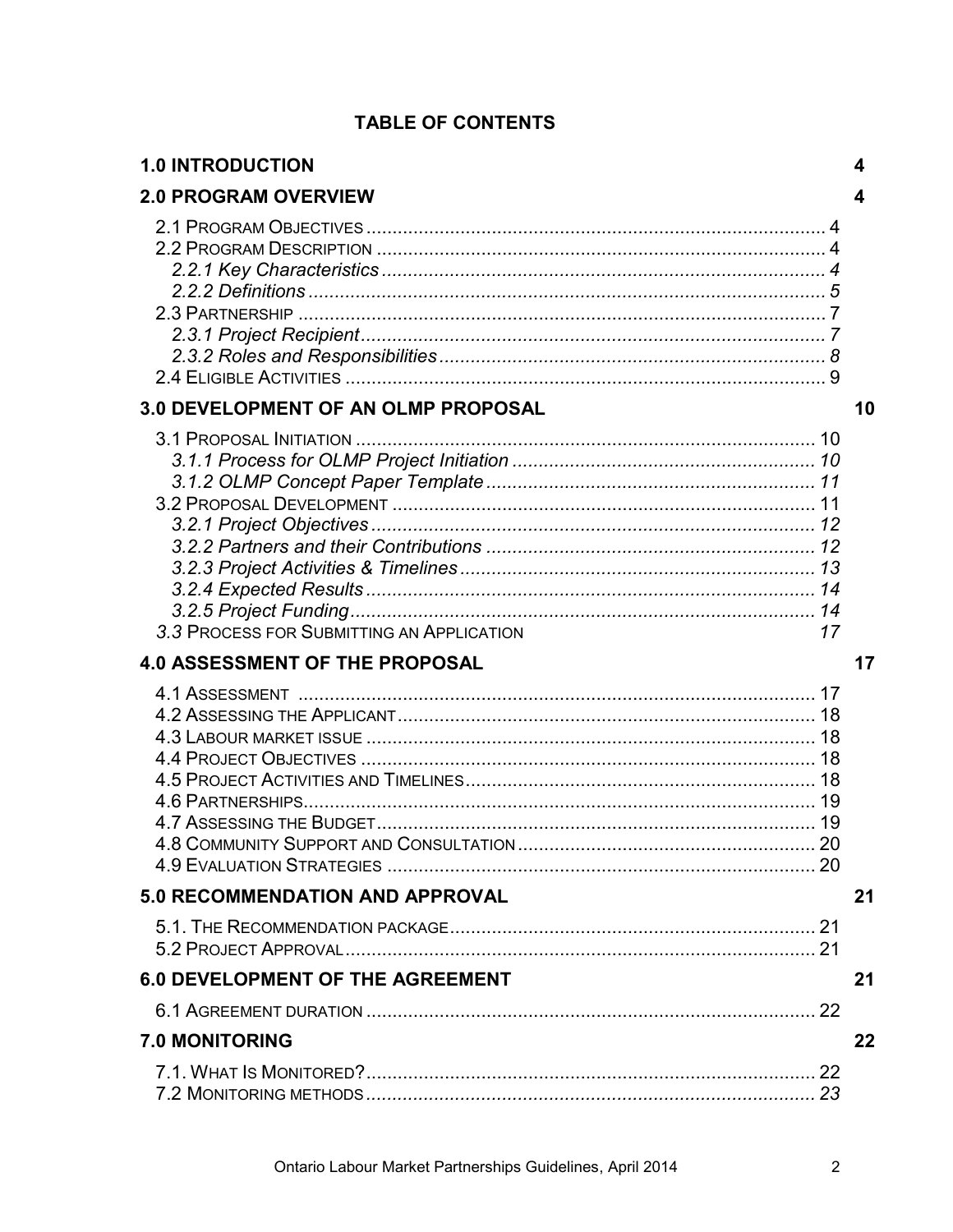# TABLE OF CONTENTS

**1.0 INTRODUCTION** 4

**2.0 PROGRAM OVERVIEW** 4

- 2.1 PROGRAM OBJECTIVES ........ 4
- 2.2 PROGRAM DESCRIPTION ........ 4
  - *2.2.1 Key Characteristics ........ 4*
  - *2.2.2 Definitions ........ 5*
- 2.3 PARTNERSHIP ........ 7
  - *2.3.1 Project Recipient ........ 7*
  - *2.3.2 Roles and Responsibilities ........ 8*
- 2.4 ELIGIBLE ACTIVITIES ........ 9

**3.0 DEVELOPMENT OF AN OLMP PROPOSAL** 10

- 3.1 PROPOSAL INITIATION ........ 10
  - *3.1.1 Process for OLMP Project Initiation ........ 10*
  - *3.1.2 OLMP Concept Paper Template ........ 11*
- 3.2 PROPOSAL DEVELOPMENT ........ 11
  - *3.2.1 Project Objectives ........ 12*
  - *3.2.2 Partners and their Contributions ........ 12*
  - *3.2.3 Project Activities & Timelines ........ 13*
  - *3.2.4 Expected Results ........ 14*
  - *3.2.5 Project Funding ........ 14*
- *3.3* PROCESS FOR SUBMITTING AN APPLICATION 17

**4.0 ASSESSMENT OF THE PROPOSAL** 17

- 4.1 ASSESSMENT ........ 17
- 4.2 ASSESSING THE APPLICANT ........ 18
- 4.3 LABOUR MARKET ISSUE ........ 18
- 4.4 PROJECT OBJECTIVES ........ 18
- 4.5 PROJECT ACTIVITIES AND TIMELINES ........ 18
- 4.6 PARTNERSHIPS ........ 19
- 4.7 ASSESSING THE BUDGET ........ 19
- 4.8 COMMUNITY SUPPORT AND CONSULTATION ........ 20
- 4.9 EVALUATION STRATEGIES ........ 20

**5.0 RECOMMENDATION AND APPROVAL** 21

- 5.1. THE RECOMMENDATION PACKAGE ........ 21
- 5.2 PROJECT APPROVAL ........ 21

**6.0 DEVELOPMENT OF THE AGREEMENT** 21

- 6.1 AGREEMENT DURATION ........ 22

**7.0 MONITORING** 22

- 7.1. WHAT IS MONITORED? ........ 22
- 7.2 MONITORING METHODS ........ *23*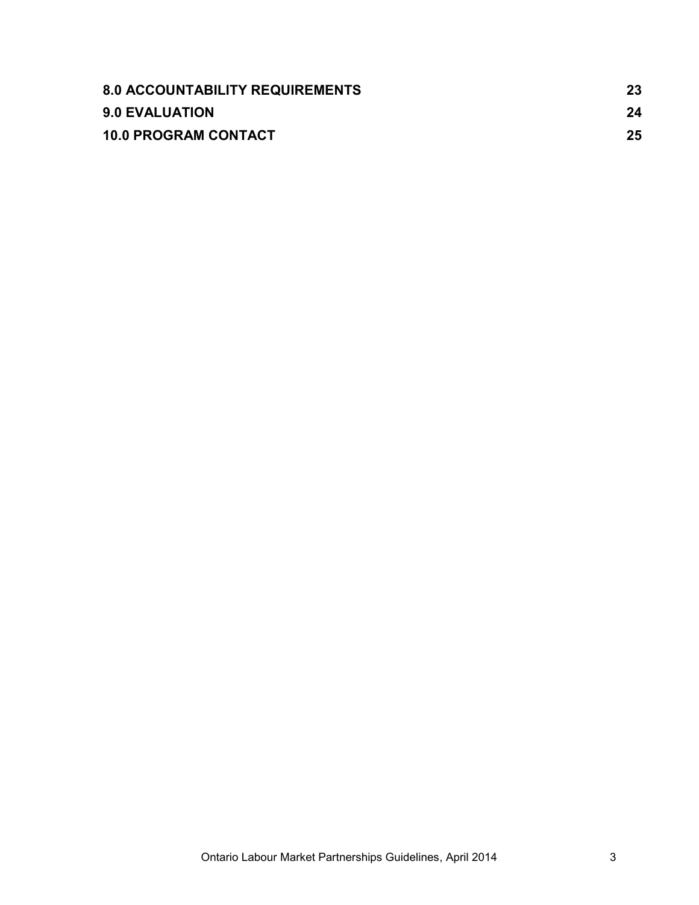| | |
|---|---|
| **8.0 ACCOUNTABILITY REQUIREMENTS** | **23** |
| **9.0 EVALUATION** | **24** |
| **10.0 PROGRAM CONTACT** | **25** |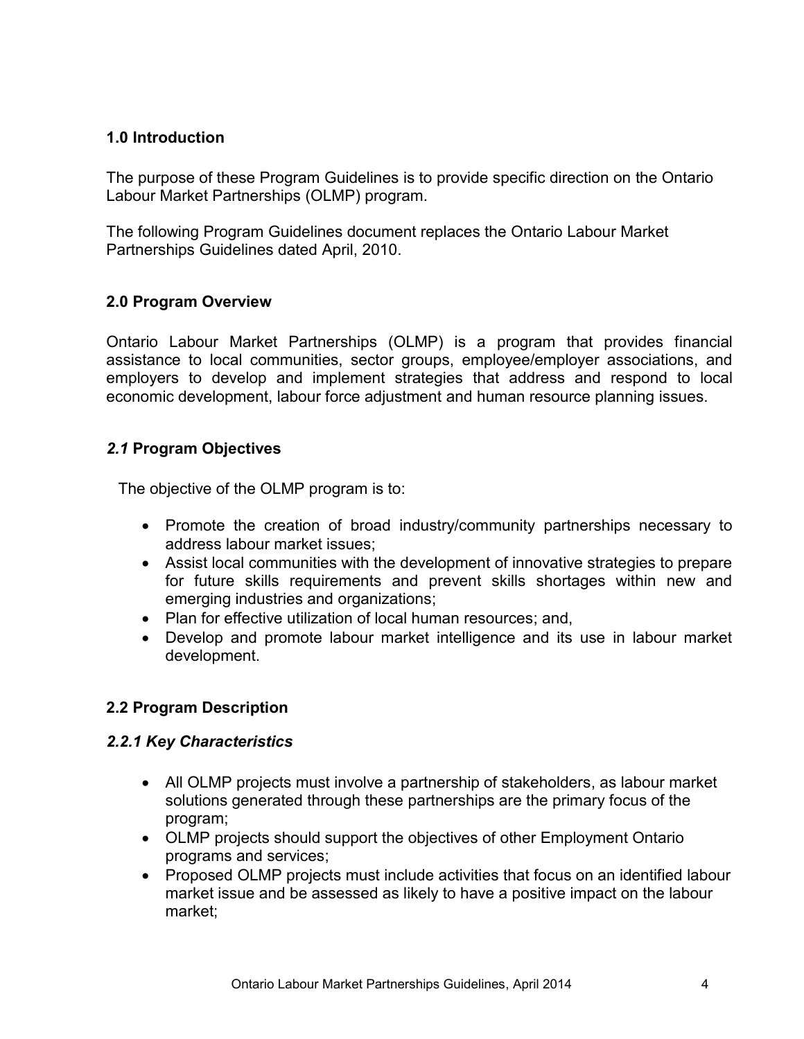## 1.0 Introduction

The purpose of these Program Guidelines is to provide specific direction on the Ontario Labour Market Partnerships (OLMP) program.

The following Program Guidelines document replaces the Ontario Labour Market Partnerships Guidelines dated April, 2010.

## 2.0 Program Overview

Ontario Labour Market Partnerships (OLMP) is a program that provides financial assistance to local communities, sector groups, employee/employer associations, and employers to develop and implement strategies that address and respond to local economic development, labour force adjustment and human resource planning issues.

### *2.1* Program Objectives

The objective of the OLMP program is to:

- Promote the creation of broad industry/community partnerships necessary to address labour market issues;
- Assist local communities with the development of innovative strategies to prepare for future skills requirements and prevent skills shortages within new and emerging industries and organizations;
- Plan for effective utilization of local human resources; and,
- Develop and promote labour market intelligence and its use in labour market development.

### 2.2 Program Description

#### *2.2.1 Key Characteristics*

- All OLMP projects must involve a partnership of stakeholders, as labour market solutions generated through these partnerships are the primary focus of the program;
- OLMP projects should support the objectives of other Employment Ontario programs and services;
- Proposed OLMP projects must include activities that focus on an identified labour market issue and be assessed as likely to have a positive impact on the labour market;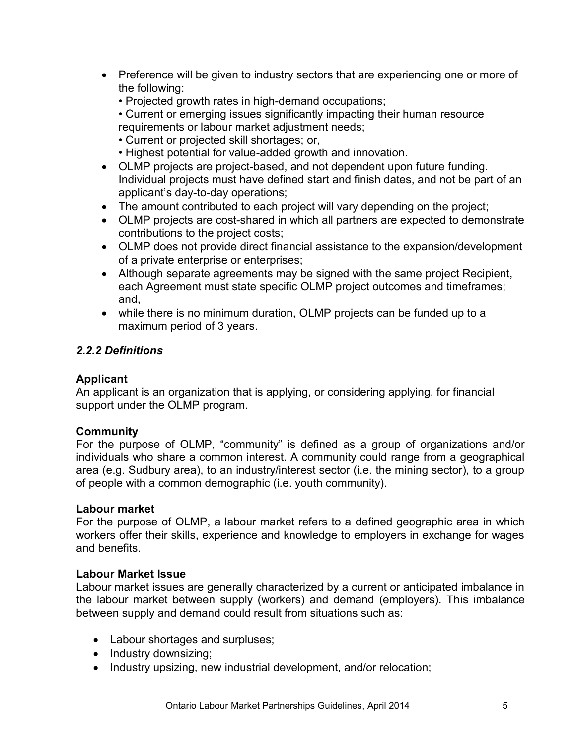- Preference will be given to industry sectors that are experiencing one or more of the following:
  - Projected growth rates in high-demand occupations;
  - Current or emerging issues significantly impacting their human resource requirements or labour market adjustment needs;
  - Current or projected skill shortages; or,
  - Highest potential for value-added growth and innovation.
- OLMP projects are project-based, and not dependent upon future funding. Individual projects must have defined start and finish dates, and not be part of an applicant's day-to-day operations;
- The amount contributed to each project will vary depending on the project;
- OLMP projects are cost-shared in which all partners are expected to demonstrate contributions to the project costs;
- OLMP does not provide direct financial assistance to the expansion/development of a private enterprise or enterprises;
- Although separate agreements may be signed with the same project Recipient, each Agreement must state specific OLMP project outcomes and timeframes; and,
- while there is no minimum duration, OLMP projects can be funded up to a maximum period of 3 years.

### *2.2.2 Definitions*

**Applicant**
An applicant is an organization that is applying, or considering applying, for financial support under the OLMP program.

**Community**
For the purpose of OLMP, "community" is defined as a group of organizations and/or individuals who share a common interest. A community could range from a geographical area (e.g. Sudbury area), to an industry/interest sector (i.e. the mining sector), to a group of people with a common demographic (i.e. youth community).

**Labour market**
For the purpose of OLMP, a labour market refers to a defined geographic area in which workers offer their skills, experience and knowledge to employers in exchange for wages and benefits.

**Labour Market Issue**
Labour market issues are generally characterized by a current or anticipated imbalance in the labour market between supply (workers) and demand (employers). This imbalance between supply and demand could result from situations such as:

- Labour shortages and surpluses;
- Industry downsizing;
- Industry upsizing, new industrial development, and/or relocation;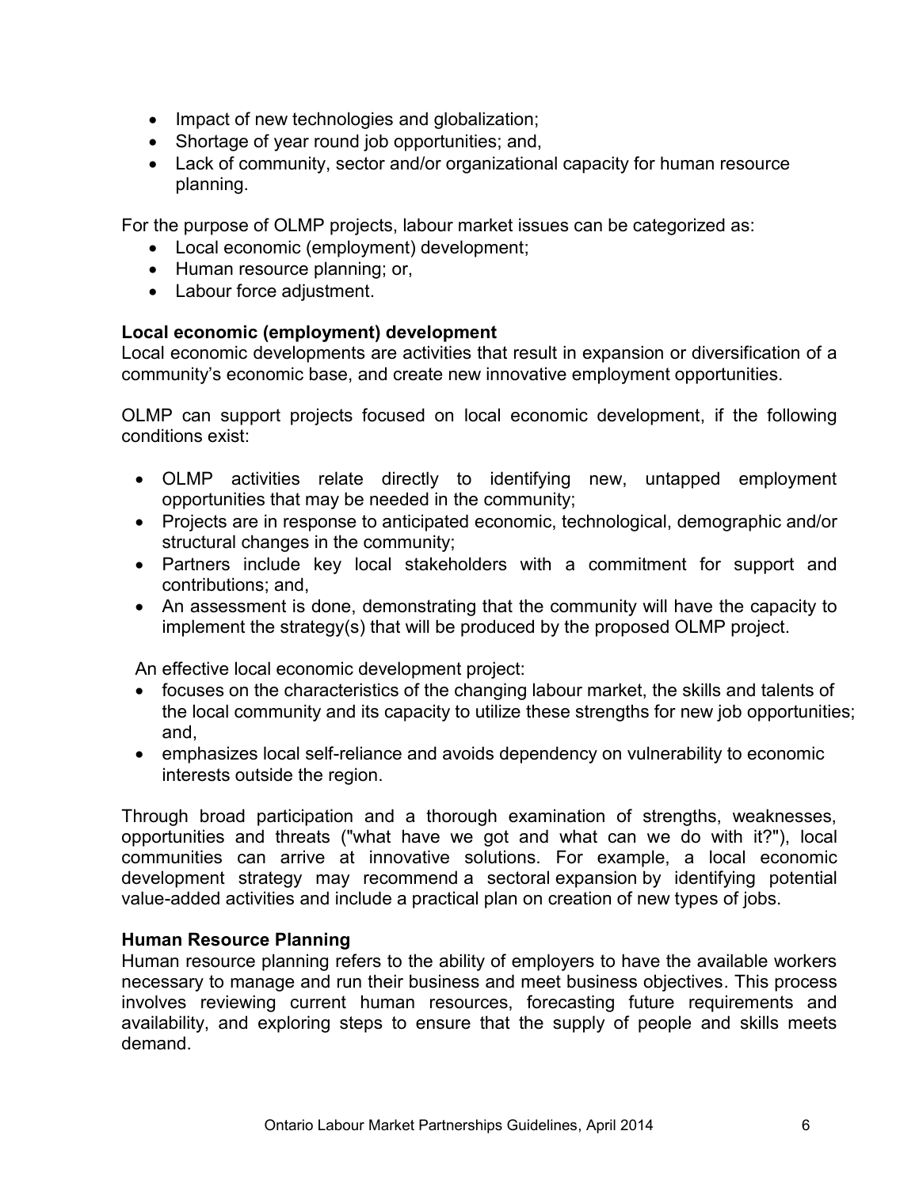- Impact of new technologies and globalization;
- Shortage of year round job opportunities; and,
- Lack of community, sector and/or organizational capacity for human resource planning.

For the purpose of OLMP projects, labour market issues can be categorized as:

- Local economic (employment) development;
- Human resource planning; or,
- Labour force adjustment.

**Local economic (employment) development**

Local economic developments are activities that result in expansion or diversification of a community's economic base, and create new innovative employment opportunities.

OLMP can support projects focused on local economic development, if the following conditions exist:

- OLMP activities relate directly to identifying new, untapped employment opportunities that may be needed in the community;
- Projects are in response to anticipated economic, technological, demographic and/or structural changes in the community;
- Partners include key local stakeholders with a commitment for support and contributions; and,
- An assessment is done, demonstrating that the community will have the capacity to implement the strategy(s) that will be produced by the proposed OLMP project.

An effective local economic development project:

- focuses on the characteristics of the changing labour market, the skills and talents of the local community and its capacity to utilize these strengths for new job opportunities; and,
- emphasizes local self-reliance and avoids dependency on vulnerability to economic interests outside the region.

Through broad participation and a thorough examination of strengths, weaknesses, opportunities and threats ("what have we got and what can we do with it?"), local communities can arrive at innovative solutions. For example, a local economic development strategy may recommend a sectoral expansion by identifying potential value-added activities and include a practical plan on creation of new types of jobs.

**Human Resource Planning**

Human resource planning refers to the ability of employers to have the available workers necessary to manage and run their business and meet business objectives. This process involves reviewing current human resources, forecasting future requirements and availability, and exploring steps to ensure that the supply of people and skills meets demand.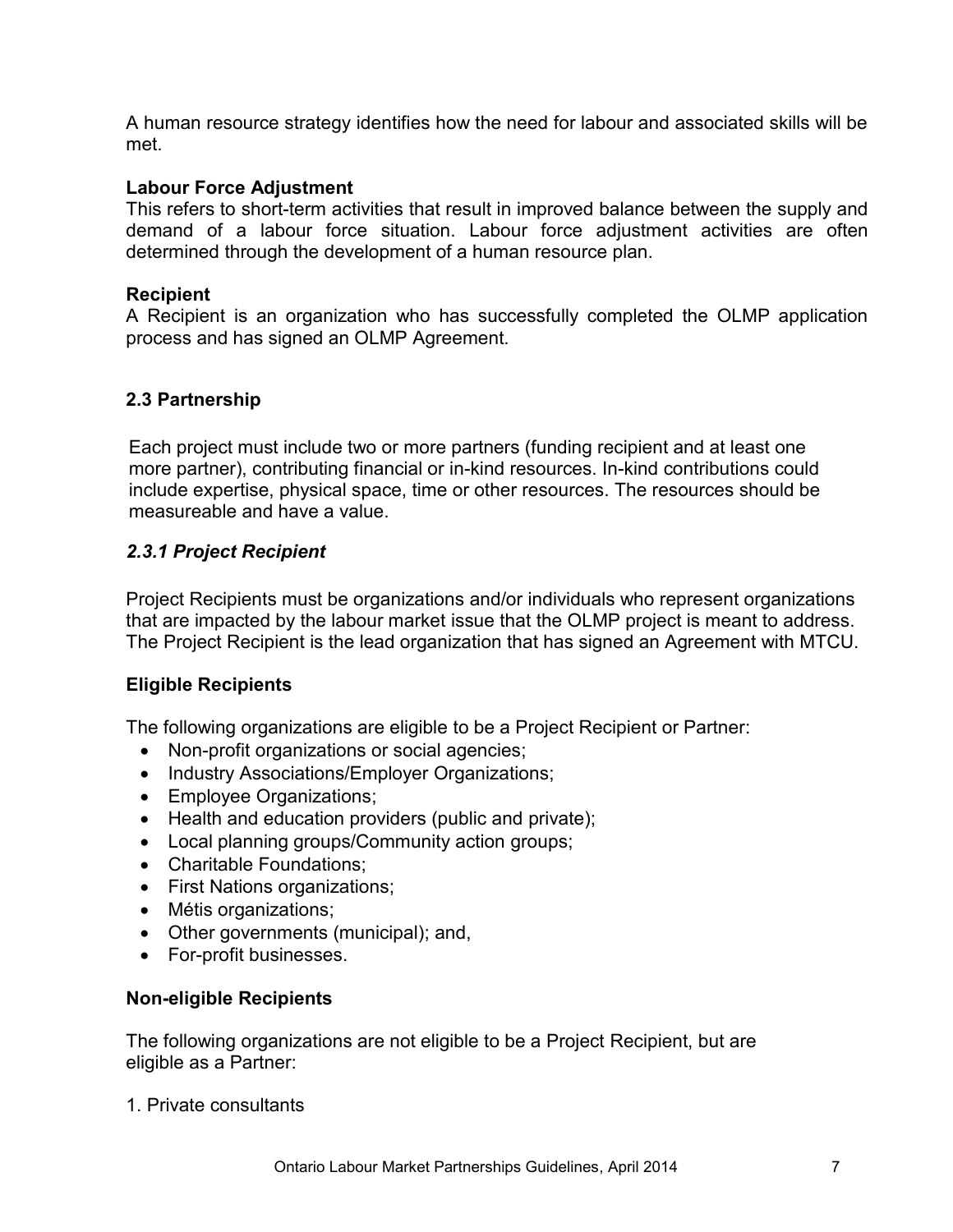A human resource strategy identifies how the need for labour and associated skills will be met.

**Labour Force Adjustment**
This refers to short-term activities that result in improved balance between the supply and demand of a labour force situation. Labour force adjustment activities are often determined through the development of a human resource plan.

**Recipient**
A Recipient is an organization who has successfully completed the OLMP application process and has signed an OLMP Agreement.

### 2.3 Partnership

Each project must include two or more partners (funding recipient and at least one more partner), contributing financial or in-kind resources. In-kind contributions could include expertise, physical space, time or other resources. The resources should be measureable and have a value.

#### *2.3.1 Project Recipient*

Project Recipients must be organizations and/or individuals who represent organizations that are impacted by the labour market issue that the OLMP project is meant to address. The Project Recipient is the lead organization that has signed an Agreement with MTCU.

**Eligible Recipients**

The following organizations are eligible to be a Project Recipient or Partner:

- Non-profit organizations or social agencies;
- Industry Associations/Employer Organizations;
- Employee Organizations;
- Health and education providers (public and private);
- Local planning groups/Community action groups;
- Charitable Foundations;
- First Nations organizations;
- Métis organizations;
- Other governments (municipal); and,
- For-profit businesses.

**Non-eligible Recipients**

The following organizations are not eligible to be a Project Recipient, but are eligible as a Partner:

1. Private consultants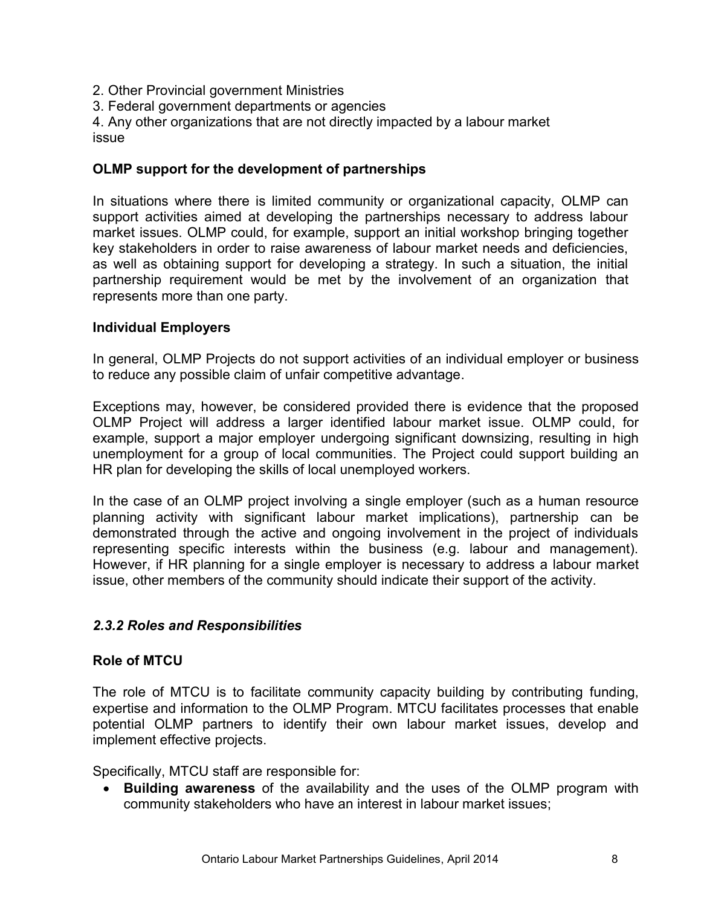2. Other Provincial government Ministries
3. Federal government departments or agencies
4. Any other organizations that are not directly impacted by a labour market issue

**OLMP support for the development of partnerships**

In situations where there is limited community or organizational capacity, OLMP can support activities aimed at developing the partnerships necessary to address labour market issues. OLMP could, for example, support an initial workshop bringing together key stakeholders in order to raise awareness of labour market needs and deficiencies, as well as obtaining support for developing a strategy. In such a situation, the initial partnership requirement would be met by the involvement of an organization that represents more than one party.

**Individual Employers**

In general, OLMP Projects do not support activities of an individual employer or business to reduce any possible claim of unfair competitive advantage.

Exceptions may, however, be considered provided there is evidence that the proposed OLMP Project will address a larger identified labour market issue. OLMP could, for example, support a major employer undergoing significant downsizing, resulting in high unemployment for a group of local communities. The Project could support building an HR plan for developing the skills of local unemployed workers.

In the case of an OLMP project involving a single employer (such as a human resource planning activity with significant labour market implications), partnership can be demonstrated through the active and ongoing involvement in the project of individuals representing specific interests within the business (e.g. labour and management). However, if HR planning for a single employer is necessary to address a labour market issue, other members of the community should indicate their support of the activity.

### *2.3.2 Roles and Responsibilities*

**Role of MTCU**

The role of MTCU is to facilitate community capacity building by contributing funding, expertise and information to the OLMP Program. MTCU facilitates processes that enable potential OLMP partners to identify their own labour market issues, develop and implement effective projects.

Specifically, MTCU staff are responsible for:

- **Building awareness** of the availability and the uses of the OLMP program with community stakeholders who have an interest in labour market issues;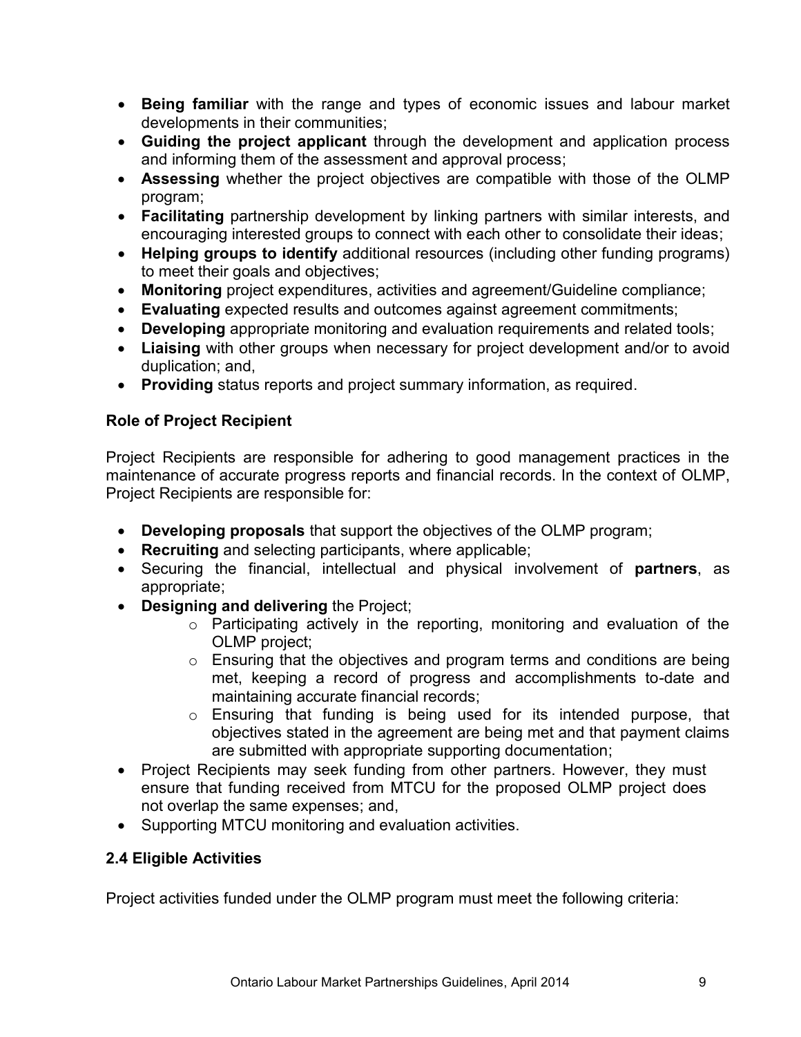- **Being familiar** with the range and types of economic issues and labour market developments in their communities;
- **Guiding the project applicant** through the development and application process and informing them of the assessment and approval process;
- **Assessing** whether the project objectives are compatible with those of the OLMP program;
- **Facilitating** partnership development by linking partners with similar interests, and encouraging interested groups to connect with each other to consolidate their ideas;
- **Helping groups to identify** additional resources (including other funding programs) to meet their goals and objectives;
- **Monitoring** project expenditures, activities and agreement/Guideline compliance;
- **Evaluating** expected results and outcomes against agreement commitments;
- **Developing** appropriate monitoring and evaluation requirements and related tools;
- **Liaising** with other groups when necessary for project development and/or to avoid duplication; and,
- **Providing** status reports and project summary information, as required.

**Role of Project Recipient**

Project Recipients are responsible for adhering to good management practices in the maintenance of accurate progress reports and financial records. In the context of OLMP, Project Recipients are responsible for:

- **Developing proposals** that support the objectives of the OLMP program;
- **Recruiting** and selecting participants, where applicable;
- Securing the financial, intellectual and physical involvement of **partners**, as appropriate;
- **Designing and delivering** the Project;
    - Participating actively in the reporting, monitoring and evaluation of the OLMP project;
    - Ensuring that the objectives and program terms and conditions are being met, keeping a record of progress and accomplishments to-date and maintaining accurate financial records;
    - Ensuring that funding is being used for its intended purpose, that objectives stated in the agreement are being met and that payment claims are submitted with appropriate supporting documentation;
- Project Recipients may seek funding from other partners. However, they must ensure that funding received from MTCU for the proposed OLMP project does not overlap the same expenses; and,
- Supporting MTCU monitoring and evaluation activities.

### 2.4 Eligible Activities

Project activities funded under the OLMP program must meet the following criteria: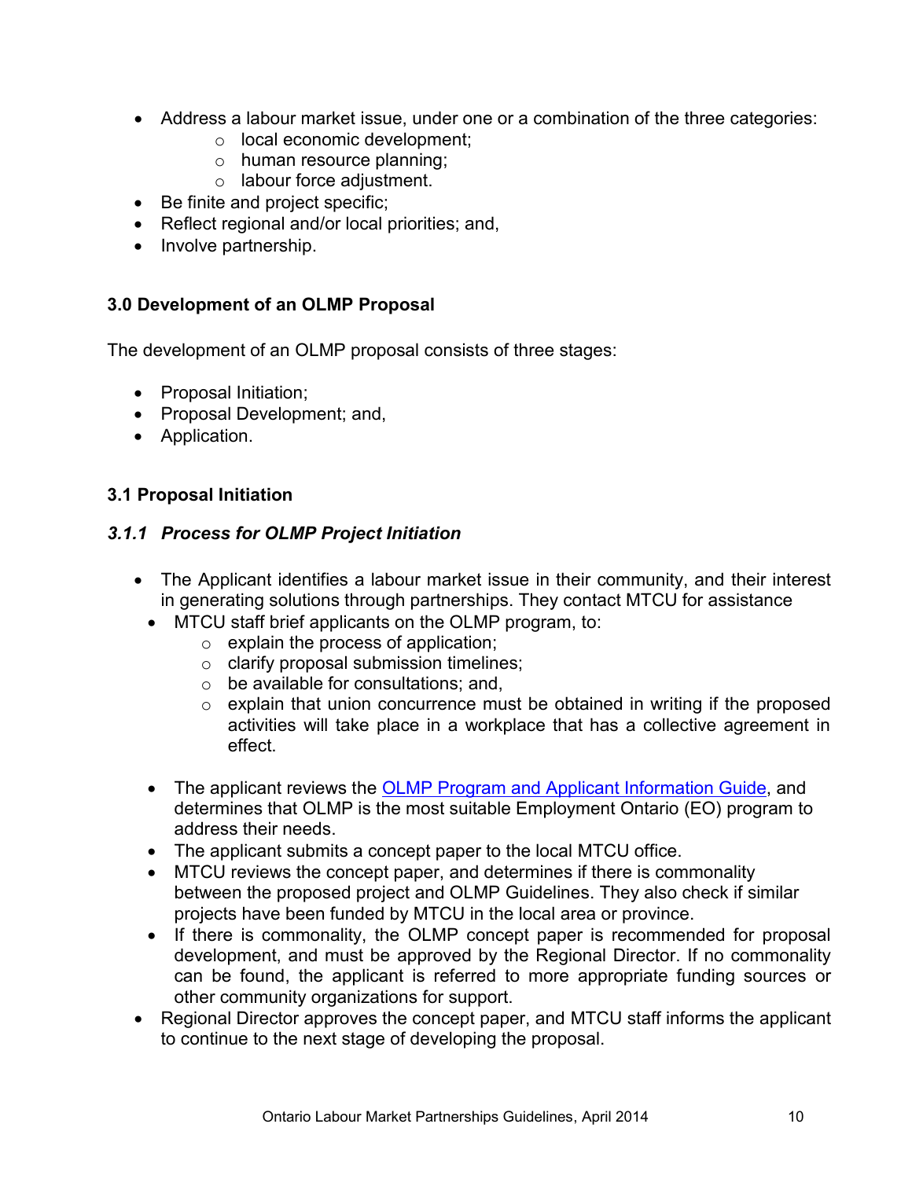- Address a labour market issue, under one or a combination of the three categories:
  - local economic development;
  - human resource planning;
  - labour force adjustment.
- Be finite and project specific;
- Reflect regional and/or local priorities; and,
- Involve partnership.

## 3.0 Development of an OLMP Proposal

The development of an OLMP proposal consists of three stages:

- Proposal Initiation;
- Proposal Development; and,
- Application.

## 3.1 Proposal Initiation

### *3.1.1 Process for OLMP Project Initiation*

- The Applicant identifies a labour market issue in their community, and their interest in generating solutions through partnerships. They contact MTCU for assistance
  - MTCU staff brief applicants on the OLMP program, to:
    - explain the process of application;
    - clarify proposal submission timelines;
    - be available for consultations; and,
    - explain that union concurrence must be obtained in writing if the proposed activities will take place in a workplace that has a collective agreement in effect.
  - The applicant reviews the [OLMP Program and Applicant Information Guide](), and determines that OLMP is the most suitable Employment Ontario (EO) program to address their needs.
  - The applicant submits a concept paper to the local MTCU office.
  - MTCU reviews the concept paper, and determines if there is commonality between the proposed project and OLMP Guidelines. They also check if similar projects have been funded by MTCU in the local area or province.
  - If there is commonality, the OLMP concept paper is recommended for proposal development, and must be approved by the Regional Director. If no commonality can be found, the applicant is referred to more appropriate funding sources or other community organizations for support.
- Regional Director approves the concept paper, and MTCU staff informs the applicant to continue to the next stage of developing the proposal.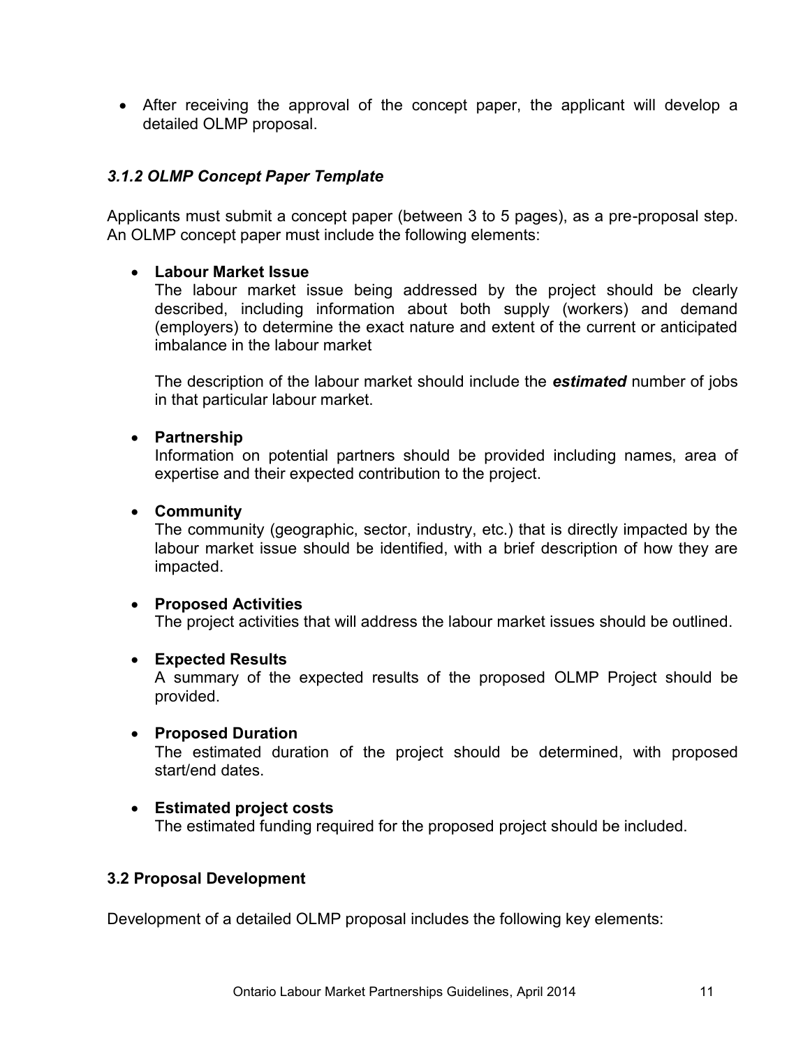- After receiving the approval of the concept paper, the applicant will develop a detailed OLMP proposal.

### *3.1.2 OLMP Concept Paper Template*

Applicants must submit a concept paper (between 3 to 5 pages), as a pre-proposal step. An OLMP concept paper must include the following elements:

- **Labour Market Issue**
  The labour market issue being addressed by the project should be clearly described, including information about both supply (workers) and demand (employers) to determine the exact nature and extent of the current or anticipated imbalance in the labour market

  The description of the labour market should include the ***estimated*** number of jobs in that particular labour market.

- **Partnership**
  Information on potential partners should be provided including names, area of expertise and their expected contribution to the project.

- **Community**
  The community (geographic, sector, industry, etc.) that is directly impacted by the labour market issue should be identified, with a brief description of how they are impacted.

- **Proposed Activities**
  The project activities that will address the labour market issues should be outlined.

- **Expected Results**
  A summary of the expected results of the proposed OLMP Project should be provided.

- **Proposed Duration**
  The estimated duration of the project should be determined, with proposed start/end dates.

- **Estimated project costs**
  The estimated funding required for the proposed project should be included.

### 3.2 Proposal Development

Development of a detailed OLMP proposal includes the following key elements: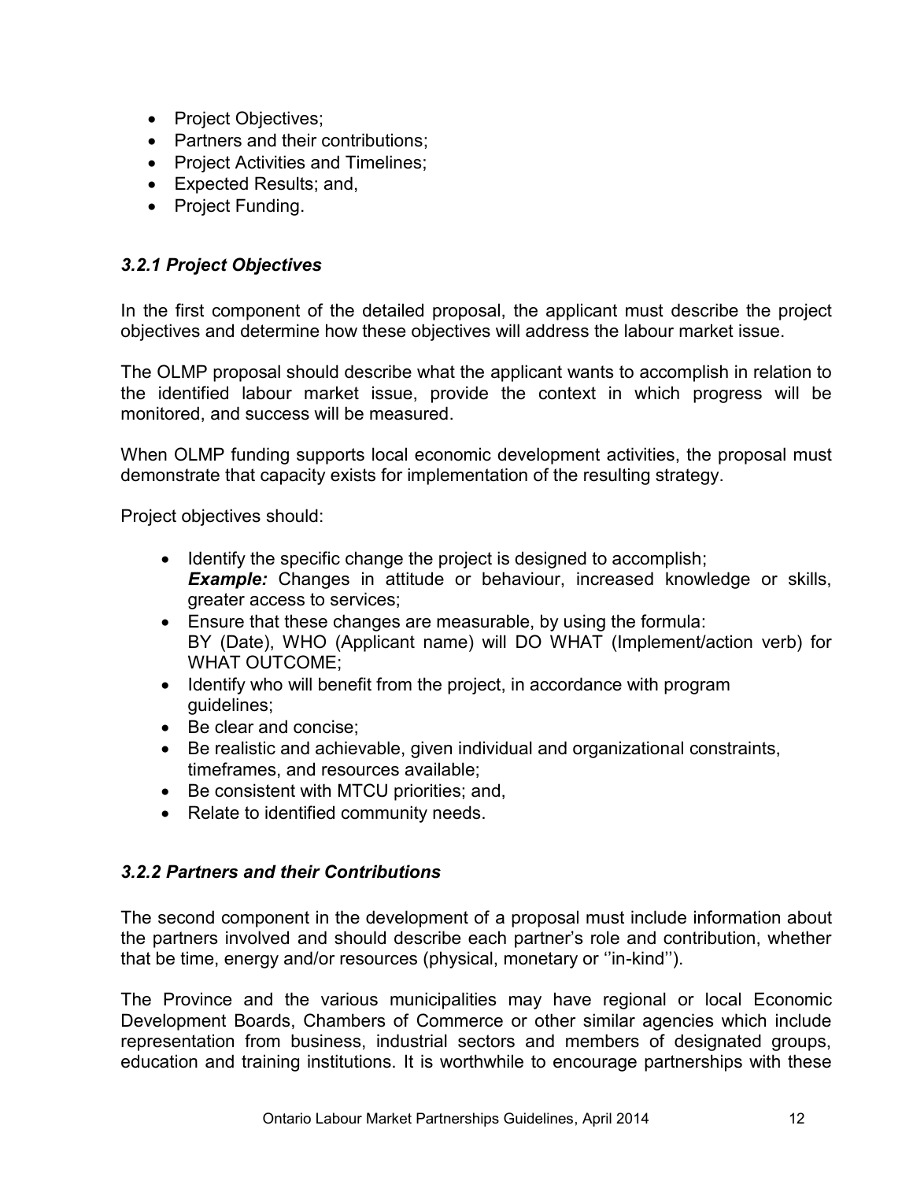- Project Objectives;
- Partners and their contributions;
- Project Activities and Timelines;
- Expected Results; and,
- Project Funding.

### *3.2.1 Project Objectives*

In the first component of the detailed proposal, the applicant must describe the project objectives and determine how these objectives will address the labour market issue.

The OLMP proposal should describe what the applicant wants to accomplish in relation to the identified labour market issue, provide the context in which progress will be monitored, and success will be measured.

When OLMP funding supports local economic development activities, the proposal must demonstrate that capacity exists for implementation of the resulting strategy.

Project objectives should:

- Identify the specific change the project is designed to accomplish;
  ***Example:*** Changes in attitude or behaviour, increased knowledge or skills, greater access to services;
- Ensure that these changes are measurable, by using the formula:
  BY (Date), WHO (Applicant name) will DO WHAT (Implement/action verb) for WHAT OUTCOME;
- Identify who will benefit from the project, in accordance with program guidelines;
- Be clear and concise;
- Be realistic and achievable, given individual and organizational constraints, timeframes, and resources available;
- Be consistent with MTCU priorities; and,
- Relate to identified community needs.

### *3.2.2 Partners and their Contributions*

The second component in the development of a proposal must include information about the partners involved and should describe each partner's role and contribution, whether that be time, energy and/or resources (physical, monetary or ''in-kind'').

The Province and the various municipalities may have regional or local Economic Development Boards, Chambers of Commerce or other similar agencies which include representation from business, industrial sectors and members of designated groups, education and training institutions. It is worthwhile to encourage partnerships with these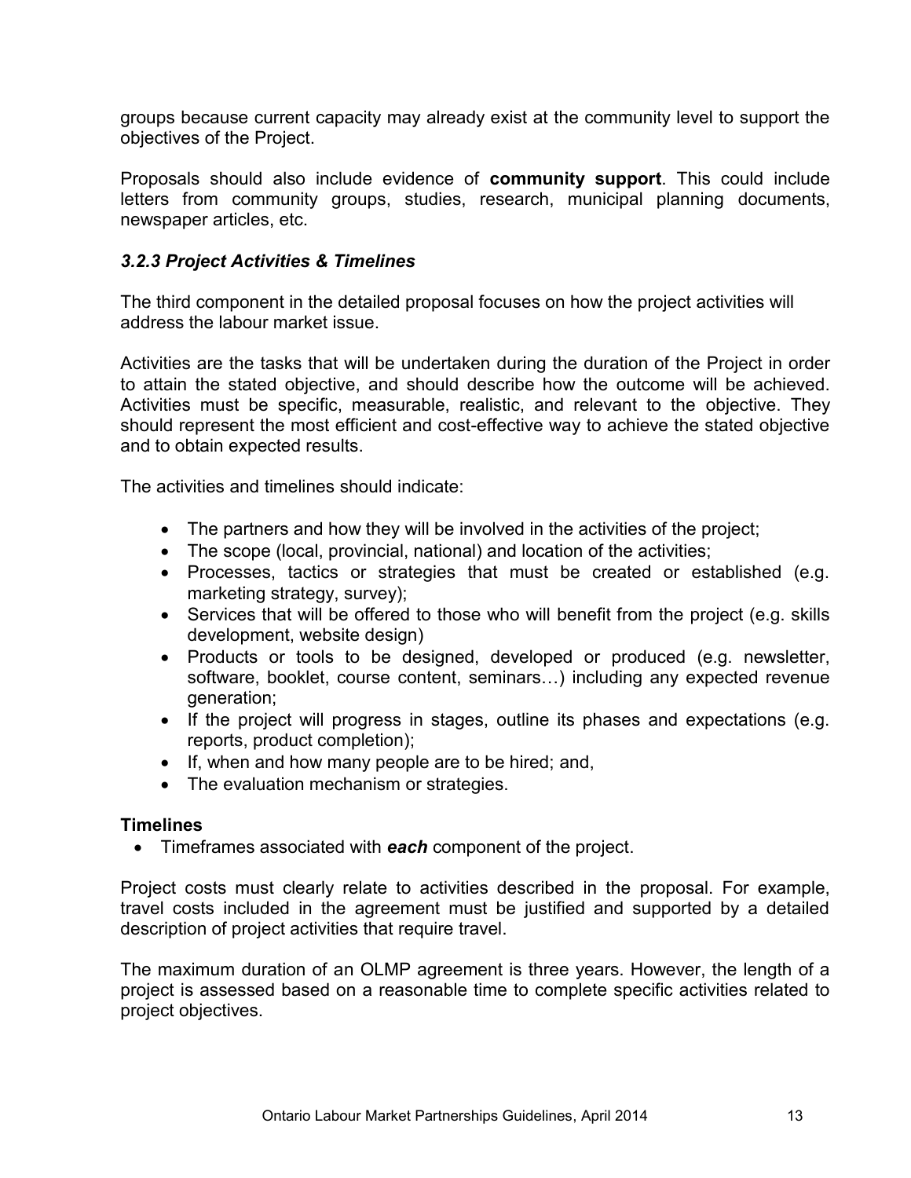groups because current capacity may already exist at the community level to support the objectives of the Project.

Proposals should also include evidence of **community support**. This could include letters from community groups, studies, research, municipal planning documents, newspaper articles, etc.

### *3.2.3 Project Activities & Timelines*

The third component in the detailed proposal focuses on how the project activities will address the labour market issue.

Activities are the tasks that will be undertaken during the duration of the Project in order to attain the stated objective, and should describe how the outcome will be achieved. Activities must be specific, measurable, realistic, and relevant to the objective. They should represent the most efficient and cost-effective way to achieve the stated objective and to obtain expected results.

The activities and timelines should indicate:

- The partners and how they will be involved in the activities of the project;
- The scope (local, provincial, national) and location of the activities;
- Processes, tactics or strategies that must be created or established (e.g. marketing strategy, survey);
- Services that will be offered to those who will benefit from the project (e.g. skills development, website design)
- Products or tools to be designed, developed or produced (e.g. newsletter, software, booklet, course content, seminars…) including any expected revenue generation;
- If the project will progress in stages, outline its phases and expectations (e.g. reports, product completion);
- If, when and how many people are to be hired; and,
- The evaluation mechanism or strategies.

**Timelines**

- Timeframes associated with ***each*** component of the project.

Project costs must clearly relate to activities described in the proposal. For example, travel costs included in the agreement must be justified and supported by a detailed description of project activities that require travel.

The maximum duration of an OLMP agreement is three years. However, the length of a project is assessed based on a reasonable time to complete specific activities related to project objectives.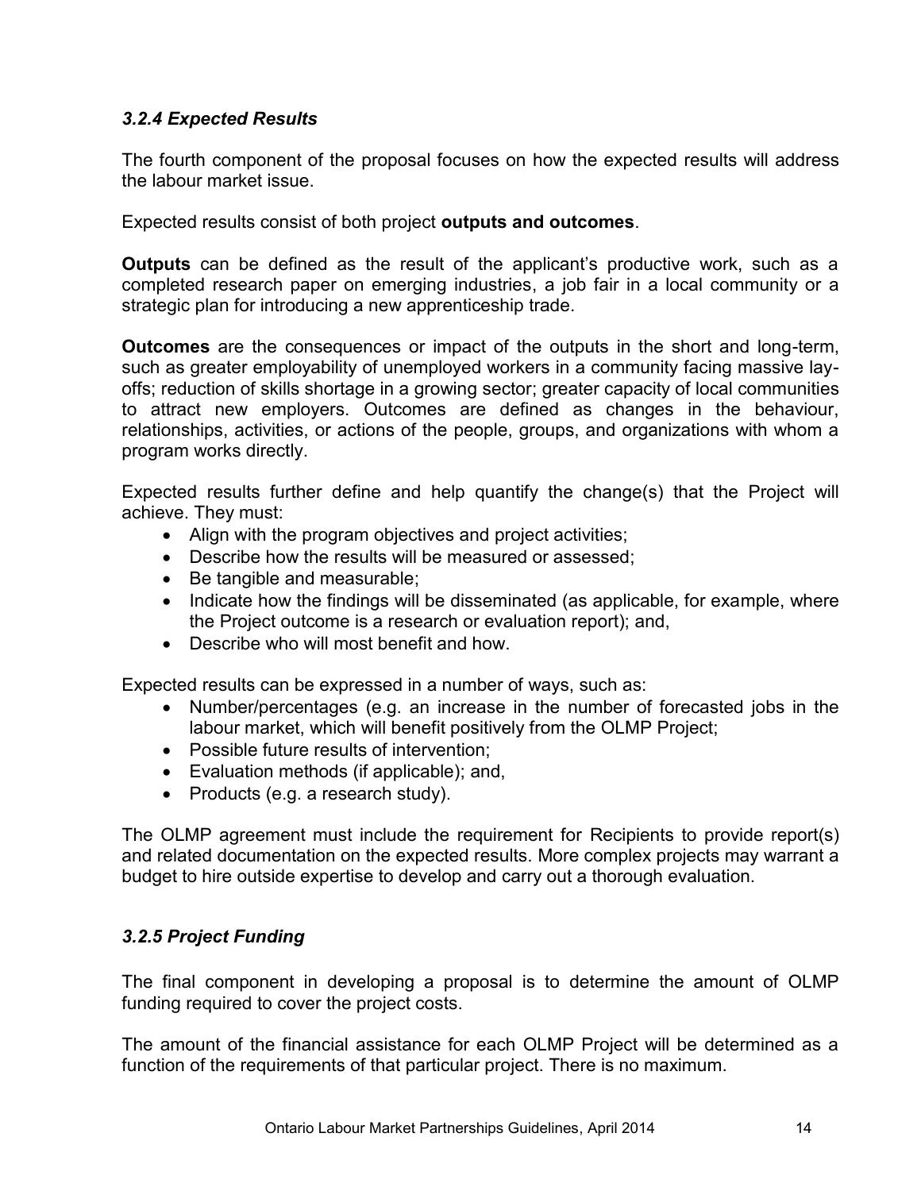### *3.2.4 Expected Results*

The fourth component of the proposal focuses on how the expected results will address the labour market issue.

Expected results consist of both project **outputs and outcomes**.

**Outputs** can be defined as the result of the applicant's productive work, such as a completed research paper on emerging industries, a job fair in a local community or a strategic plan for introducing a new apprenticeship trade.

**Outcomes** are the consequences or impact of the outputs in the short and long-term, such as greater employability of unemployed workers in a community facing massive lay-offs; reduction of skills shortage in a growing sector; greater capacity of local communities to attract new employers. Outcomes are defined as changes in the behaviour, relationships, activities, or actions of the people, groups, and organizations with whom a program works directly.

Expected results further define and help quantify the change(s) that the Project will achieve. They must:

- Align with the program objectives and project activities;
- Describe how the results will be measured or assessed;
- Be tangible and measurable;
- Indicate how the findings will be disseminated (as applicable, for example, where the Project outcome is a research or evaluation report); and,
- Describe who will most benefit and how.

Expected results can be expressed in a number of ways, such as:

- Number/percentages (e.g. an increase in the number of forecasted jobs in the labour market, which will benefit positively from the OLMP Project;
- Possible future results of intervention;
- Evaluation methods (if applicable); and,
- Products (e.g. a research study).

The OLMP agreement must include the requirement for Recipients to provide report(s) and related documentation on the expected results. More complex projects may warrant a budget to hire outside expertise to develop and carry out a thorough evaluation.

### *3.2.5 Project Funding*

The final component in developing a proposal is to determine the amount of OLMP funding required to cover the project costs.

The amount of the financial assistance for each OLMP Project will be determined as a function of the requirements of that particular project. There is no maximum.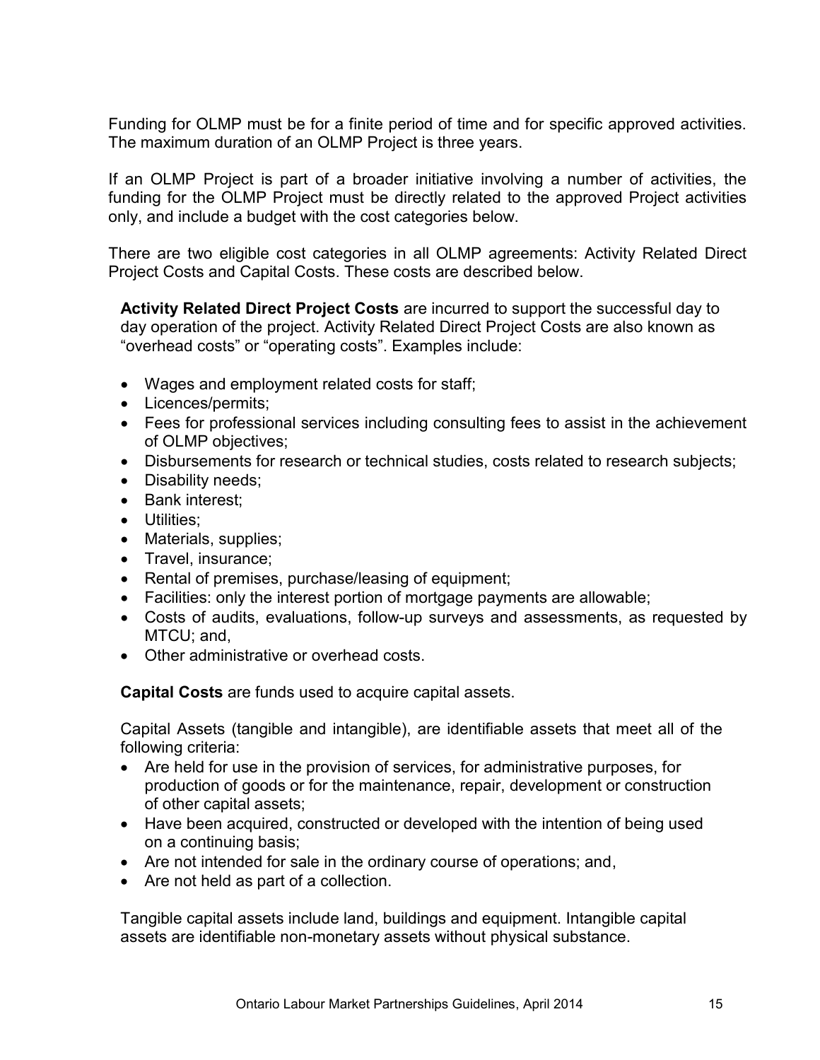Funding for OLMP must be for a finite period of time and for specific approved activities. The maximum duration of an OLMP Project is three years.

If an OLMP Project is part of a broader initiative involving a number of activities, the funding for the OLMP Project must be directly related to the approved Project activities only, and include a budget with the cost categories below.

There are two eligible cost categories in all OLMP agreements: Activity Related Direct Project Costs and Capital Costs. These costs are described below.

**Activity Related Direct Project Costs** are incurred to support the successful day to day operation of the project. Activity Related Direct Project Costs are also known as "overhead costs" or "operating costs". Examples include:

- Wages and employment related costs for staff;
- Licences/permits;
- Fees for professional services including consulting fees to assist in the achievement of OLMP objectives;
- Disbursements for research or technical studies, costs related to research subjects;
- Disability needs;
- Bank interest;
- Utilities;
- Materials, supplies;
- Travel, insurance;
- Rental of premises, purchase/leasing of equipment;
- Facilities: only the interest portion of mortgage payments are allowable;
- Costs of audits, evaluations, follow-up surveys and assessments, as requested by MTCU; and,
- Other administrative or overhead costs.

**Capital Costs** are funds used to acquire capital assets.

Capital Assets (tangible and intangible), are identifiable assets that meet all of the following criteria:

- Are held for use in the provision of services, for administrative purposes, for production of goods or for the maintenance, repair, development or construction of other capital assets;
- Have been acquired, constructed or developed with the intention of being used on a continuing basis;
- Are not intended for sale in the ordinary course of operations; and,
- Are not held as part of a collection.

Tangible capital assets include land, buildings and equipment. Intangible capital assets are identifiable non-monetary assets without physical substance.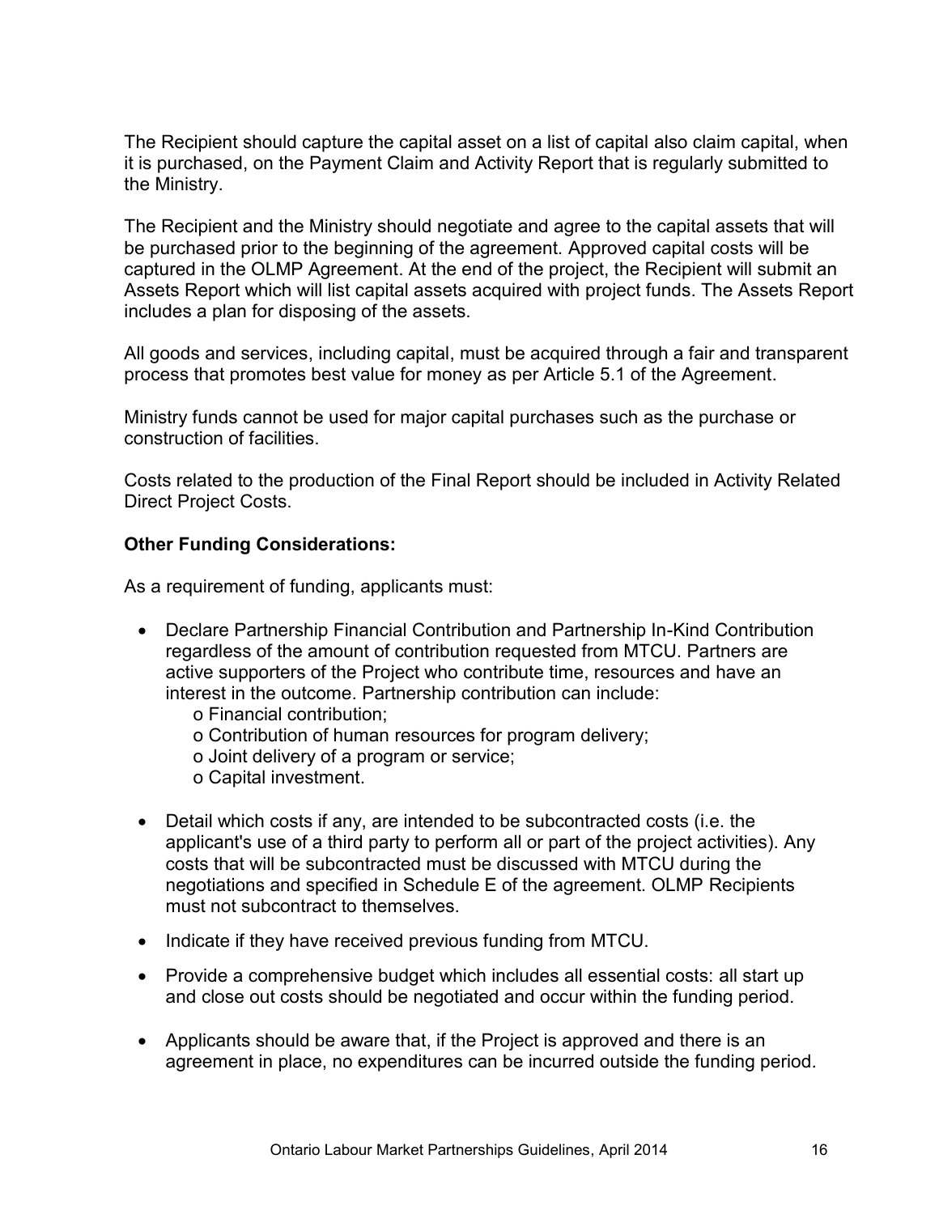The Recipient should capture the capital asset on a list of capital also claim capital, when it is purchased, on the Payment Claim and Activity Report that is regularly submitted to the Ministry.

The Recipient and the Ministry should negotiate and agree to the capital assets that will be purchased prior to the beginning of the agreement. Approved capital costs will be captured in the OLMP Agreement. At the end of the project, the Recipient will submit an Assets Report which will list capital assets acquired with project funds. The Assets Report includes a plan for disposing of the assets.

All goods and services, including capital, must be acquired through a fair and transparent process that promotes best value for money as per Article 5.1 of the Agreement.

Ministry funds cannot be used for major capital purchases such as the purchase or construction of facilities.

Costs related to the production of the Final Report should be included in Activity Related Direct Project Costs.

**Other Funding Considerations:**

As a requirement of funding, applicants must:

- Declare Partnership Financial Contribution and Partnership In-Kind Contribution regardless of the amount of contribution requested from MTCU. Partners are active supporters of the Project who contribute time, resources and have an interest in the outcome. Partnership contribution can include:
    - Financial contribution;
    - Contribution of human resources for program delivery;
    - Joint delivery of a program or service;
    - Capital investment.
- Detail which costs if any, are intended to be subcontracted costs (i.e. the applicant's use of a third party to perform all or part of the project activities). Any costs that will be subcontracted must be discussed with MTCU during the negotiations and specified in Schedule E of the agreement. OLMP Recipients must not subcontract to themselves.
- Indicate if they have received previous funding from MTCU.
- Provide a comprehensive budget which includes all essential costs: all start up and close out costs should be negotiated and occur within the funding period.
- Applicants should be aware that, if the Project is approved and there is an agreement in place, no expenditures can be incurred outside the funding period.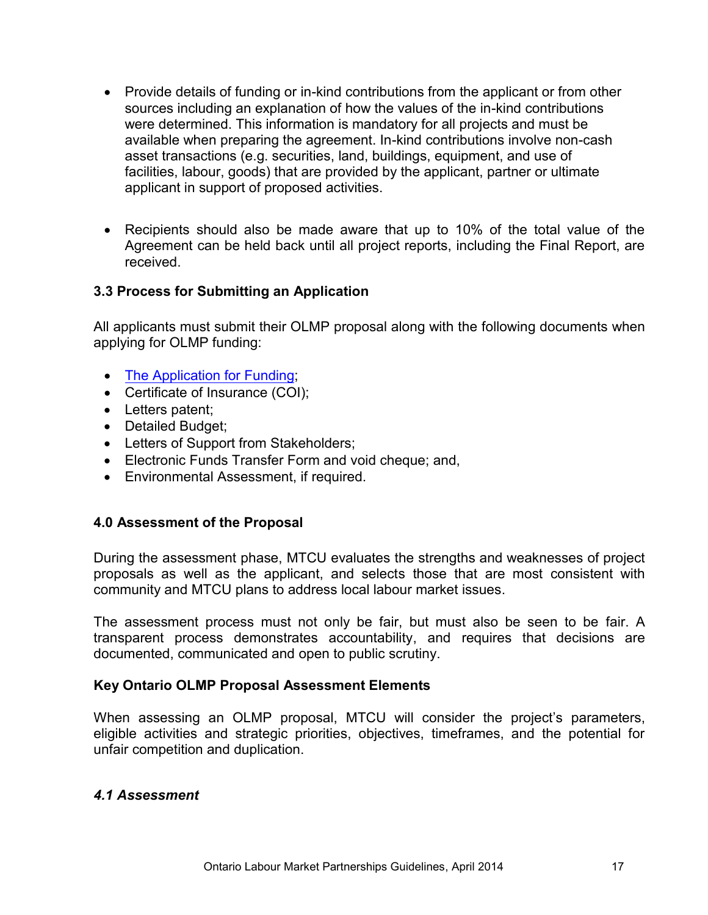- Provide details of funding or in-kind contributions from the applicant or from other sources including an explanation of how the values of the in-kind contributions were determined. This information is mandatory for all projects and must be available when preparing the agreement. In-kind contributions involve non-cash asset transactions (e.g. securities, land, buildings, equipment, and use of facilities, labour, goods) that are provided by the applicant, partner or ultimate applicant in support of proposed activities.

- Recipients should also be made aware that up to 10% of the total value of the Agreement can be held back until all project reports, including the Final Report, are received.

### 3.3 Process for Submitting an Application

All applicants must submit their OLMP proposal along with the following documents when applying for OLMP funding:

- The Application for Funding;
- Certificate of Insurance (COI);
- Letters patent;
- Detailed Budget;
- Letters of Support from Stakeholders;
- Electronic Funds Transfer Form and void cheque; and,
- Environmental Assessment, if required.

## 4.0 Assessment of the Proposal

During the assessment phase, MTCU evaluates the strengths and weaknesses of project proposals as well as the applicant, and selects those that are most consistent with community and MTCU plans to address local labour market issues.

The assessment process must not only be fair, but must also be seen to be fair. A transparent process demonstrates accountability, and requires that decisions are documented, communicated and open to public scrutiny.

**Key Ontario OLMP Proposal Assessment Elements**

When assessing an OLMP proposal, MTCU will consider the project's parameters, eligible activities and strategic priorities, objectives, timeframes, and the potential for unfair competition and duplication.

### *4.1 Assessment*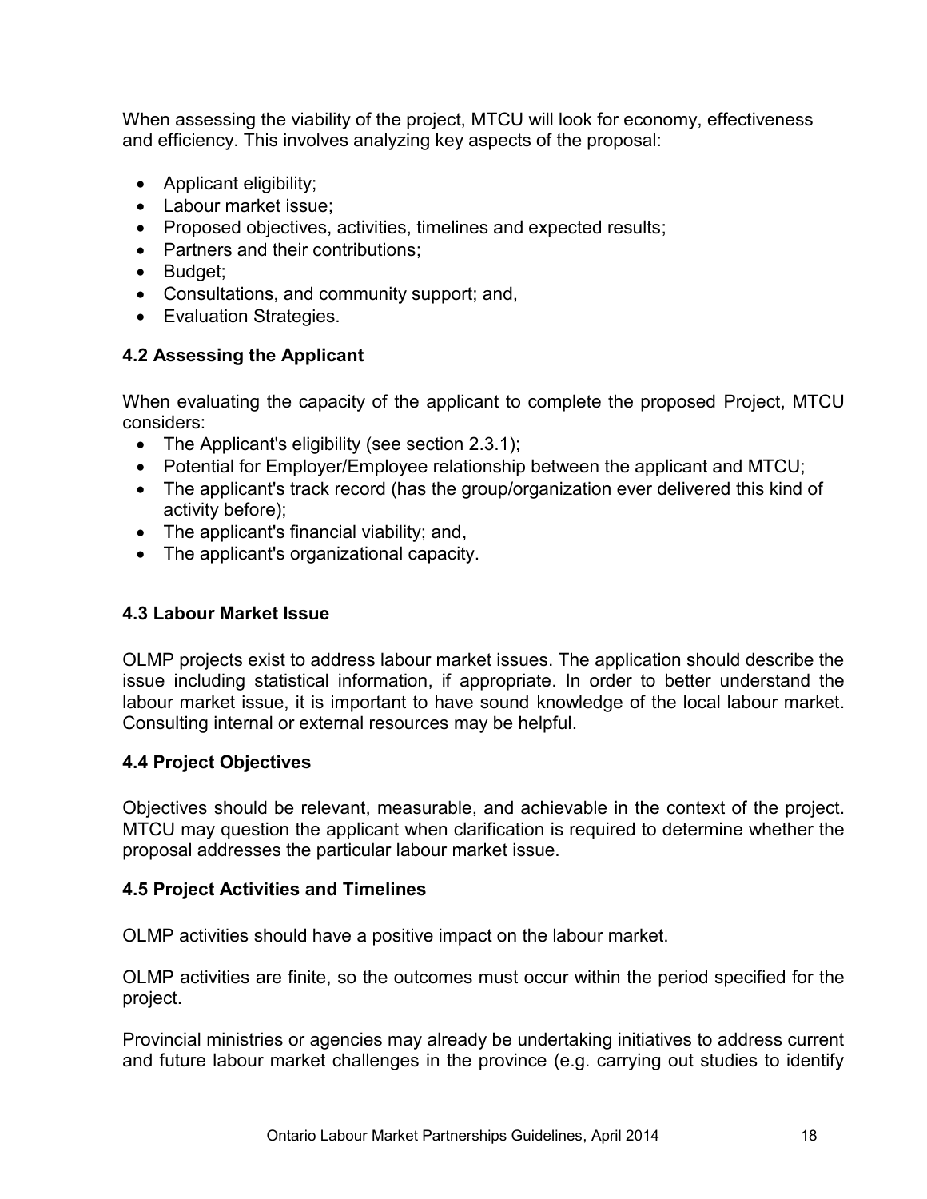When assessing the viability of the project, MTCU will look for economy, effectiveness and efficiency. This involves analyzing key aspects of the proposal:

- Applicant eligibility;
- Labour market issue;
- Proposed objectives, activities, timelines and expected results;
- Partners and their contributions;
- Budget;
- Consultations, and community support; and,
- Evaluation Strategies.

### 4.2 Assessing the Applicant

When evaluating the capacity of the applicant to complete the proposed Project, MTCU considers:

- The Applicant's eligibility (see section 2.3.1);
- Potential for Employer/Employee relationship between the applicant and MTCU;
- The applicant's track record (has the group/organization ever delivered this kind of activity before);
- The applicant's financial viability; and,
- The applicant's organizational capacity.

### 4.3 Labour Market Issue

OLMP projects exist to address labour market issues. The application should describe the issue including statistical information, if appropriate. In order to better understand the labour market issue, it is important to have sound knowledge of the local labour market. Consulting internal or external resources may be helpful.

### 4.4 Project Objectives

Objectives should be relevant, measurable, and achievable in the context of the project. MTCU may question the applicant when clarification is required to determine whether the proposal addresses the particular labour market issue.

### 4.5 Project Activities and Timelines

OLMP activities should have a positive impact on the labour market.

OLMP activities are finite, so the outcomes must occur within the period specified for the project.

Provincial ministries or agencies may already be undertaking initiatives to address current and future labour market challenges in the province (e.g. carrying out studies to identify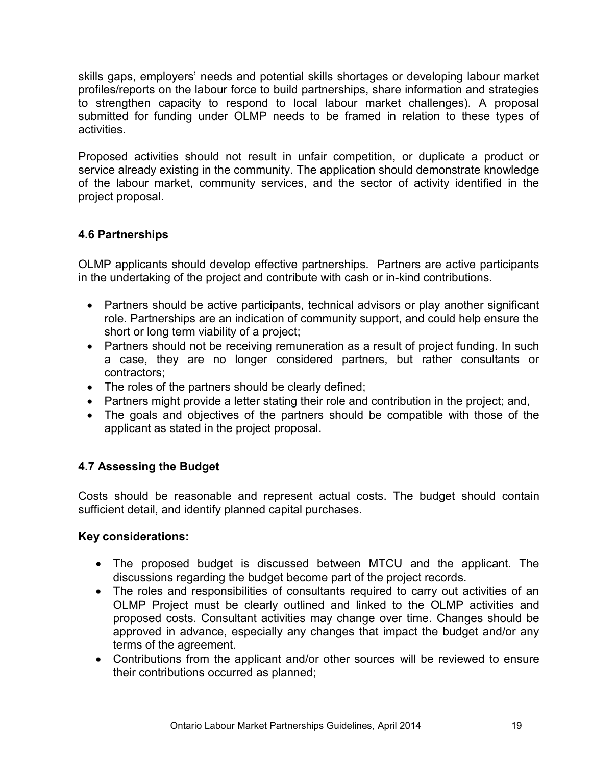skills gaps, employers' needs and potential skills shortages or developing labour market profiles/reports on the labour force to build partnerships, share information and strategies to strengthen capacity to respond to local labour market challenges). A proposal submitted for funding under OLMP needs to be framed in relation to these types of activities.

Proposed activities should not result in unfair competition, or duplicate a product or service already existing in the community. The application should demonstrate knowledge of the labour market, community services, and the sector of activity identified in the project proposal.

### 4.6 Partnerships

OLMP applicants should develop effective partnerships. Partners are active participants in the undertaking of the project and contribute with cash or in-kind contributions.

- Partners should be active participants, technical advisors or play another significant role. Partnerships are an indication of community support, and could help ensure the short or long term viability of a project;
- Partners should not be receiving remuneration as a result of project funding. In such a case, they are no longer considered partners, but rather consultants or contractors;
- The roles of the partners should be clearly defined;
- Partners might provide a letter stating their role and contribution in the project; and,
- The goals and objectives of the partners should be compatible with those of the applicant as stated in the project proposal.

### 4.7 Assessing the Budget

Costs should be reasonable and represent actual costs. The budget should contain sufficient detail, and identify planned capital purchases.

**Key considerations:**

- The proposed budget is discussed between MTCU and the applicant. The discussions regarding the budget become part of the project records.
- The roles and responsibilities of consultants required to carry out activities of an OLMP Project must be clearly outlined and linked to the OLMP activities and proposed costs. Consultant activities may change over time. Changes should be approved in advance, especially any changes that impact the budget and/or any terms of the agreement.
- Contributions from the applicant and/or other sources will be reviewed to ensure their contributions occurred as planned;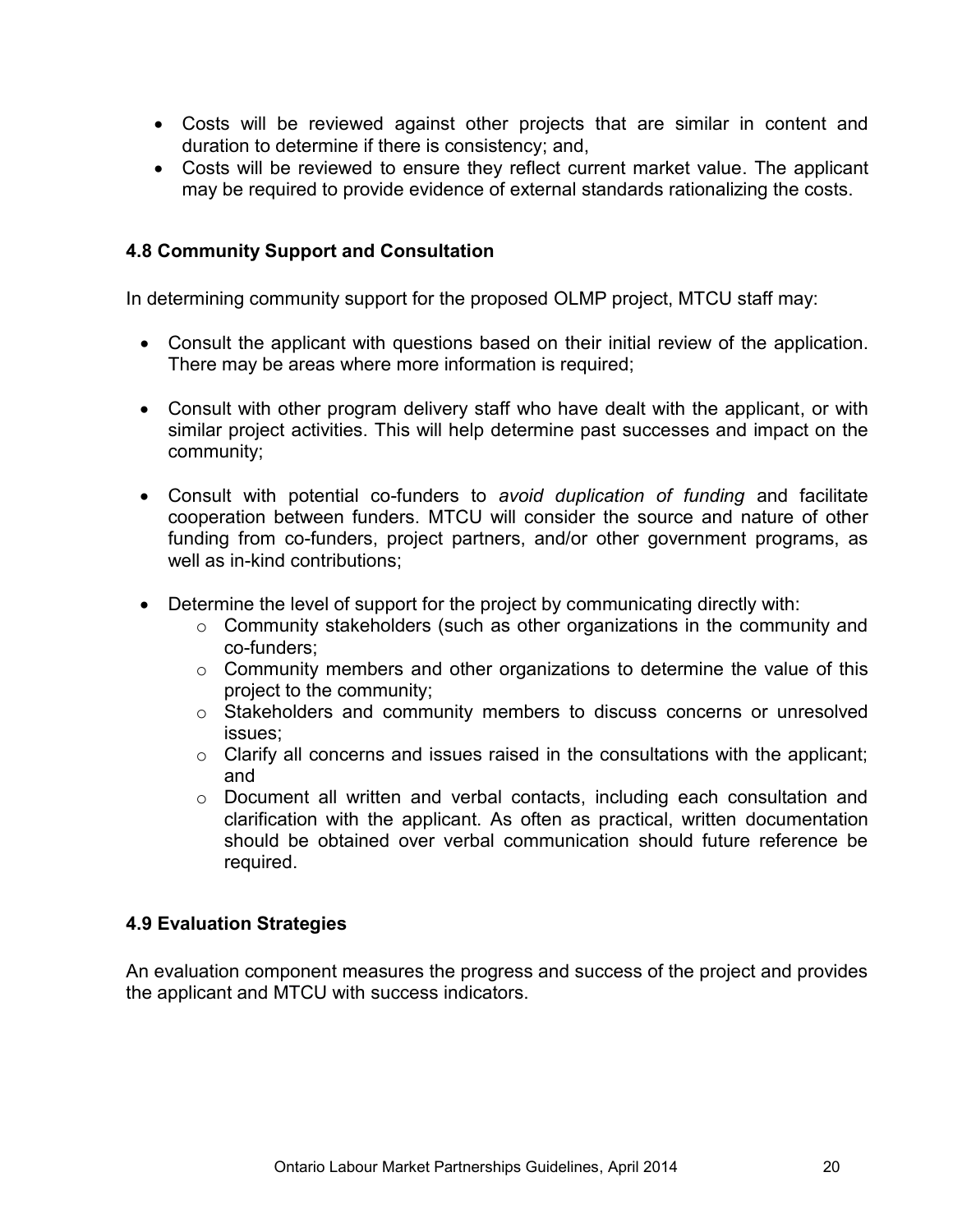- Costs will be reviewed against other projects that are similar in content and duration to determine if there is consistency; and,
- Costs will be reviewed to ensure they reflect current market value. The applicant may be required to provide evidence of external standards rationalizing the costs.

### 4.8 Community Support and Consultation

In determining community support for the proposed OLMP project, MTCU staff may:

- Consult the applicant with questions based on their initial review of the application. There may be areas where more information is required;

- Consult with other program delivery staff who have dealt with the applicant, or with similar project activities. This will help determine past successes and impact on the community;

- Consult with potential co-funders to *avoid duplication of funding* and facilitate cooperation between funders. MTCU will consider the source and nature of other funding from co-funders, project partners, and/or other government programs, as well as in-kind contributions;

- Determine the level of support for the project by communicating directly with:
    - Community stakeholders (such as other organizations in the community and co-funders;
    - Community members and other organizations to determine the value of this project to the community;
    - Stakeholders and community members to discuss concerns or unresolved issues;
    - Clarify all concerns and issues raised in the consultations with the applicant; and
    - Document all written and verbal contacts, including each consultation and clarification with the applicant. As often as practical, written documentation should be obtained over verbal communication should future reference be required.

### 4.9 Evaluation Strategies

An evaluation component measures the progress and success of the project and provides the applicant and MTCU with success indicators.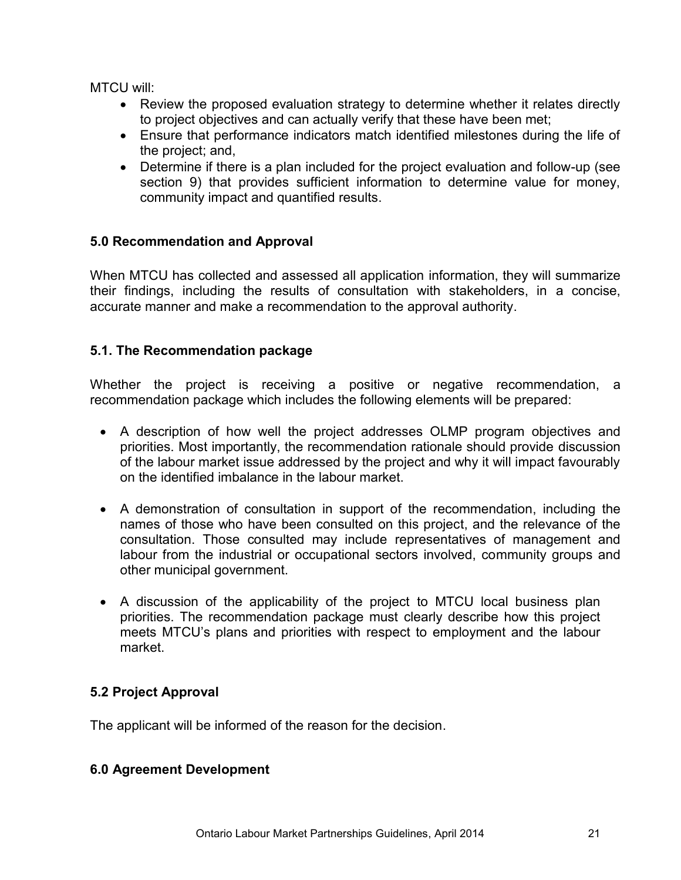MTCU will:

- Review the proposed evaluation strategy to determine whether it relates directly to project objectives and can actually verify that these have been met;
- Ensure that performance indicators match identified milestones during the life of the project; and,
- Determine if there is a plan included for the project evaluation and follow-up (see section 9) that provides sufficient information to determine value for money, community impact and quantified results.

## 5.0 Recommendation and Approval

When MTCU has collected and assessed all application information, they will summarize their findings, including the results of consultation with stakeholders, in a concise, accurate manner and make a recommendation to the approval authority.

### 5.1. The Recommendation package

Whether the project is receiving a positive or negative recommendation, a recommendation package which includes the following elements will be prepared:

- A description of how well the project addresses OLMP program objectives and priorities. Most importantly, the recommendation rationale should provide discussion of the labour market issue addressed by the project and why it will impact favourably on the identified imbalance in the labour market.

- A demonstration of consultation in support of the recommendation, including the names of those who have been consulted on this project, and the relevance of the consultation. Those consulted may include representatives of management and labour from the industrial or occupational sectors involved, community groups and other municipal government.

- A discussion of the applicability of the project to MTCU local business plan priorities. The recommendation package must clearly describe how this project meets MTCU's plans and priorities with respect to employment and the labour market.

### 5.2 Project Approval

The applicant will be informed of the reason for the decision.

## 6.0 Agreement Development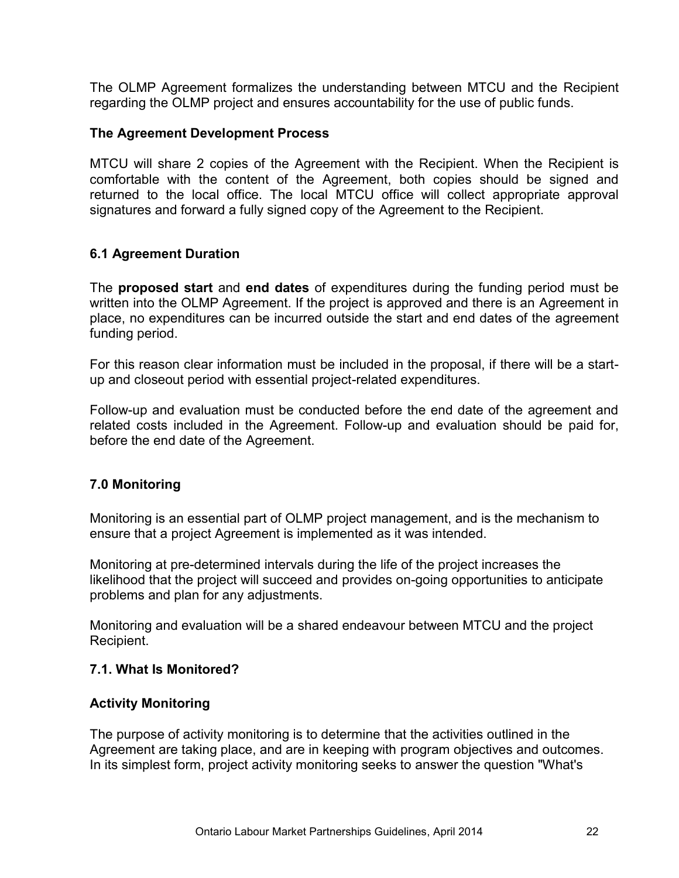The OLMP Agreement formalizes the understanding between MTCU and the Recipient regarding the OLMP project and ensures accountability for the use of public funds.

**The Agreement Development Process**

MTCU will share 2 copies of the Agreement with the Recipient. When the Recipient is comfortable with the content of the Agreement, both copies should be signed and returned to the local office. The local MTCU office will collect appropriate approval signatures and forward a fully signed copy of the Agreement to the Recipient.

### 6.1 Agreement Duration

The **proposed start** and **end dates** of expenditures during the funding period must be written into the OLMP Agreement. If the project is approved and there is an Agreement in place, no expenditures can be incurred outside the start and end dates of the agreement funding period.

For this reason clear information must be included in the proposal, if there will be a start-up and closeout period with essential project-related expenditures.

Follow-up and evaluation must be conducted before the end date of the agreement and related costs included in the Agreement. Follow-up and evaluation should be paid for, before the end date of the Agreement.

## 7.0 Monitoring

Monitoring is an essential part of OLMP project management, and is the mechanism to ensure that a project Agreement is implemented as it was intended.

Monitoring at pre-determined intervals during the life of the project increases the likelihood that the project will succeed and provides on-going opportunities to anticipate problems and plan for any adjustments.

Monitoring and evaluation will be a shared endeavour between MTCU and the project Recipient.

### 7.1. What Is Monitored?

**Activity Monitoring**

The purpose of activity monitoring is to determine that the activities outlined in the Agreement are taking place, and are in keeping with program objectives and outcomes. In its simplest form, project activity monitoring seeks to answer the question "What's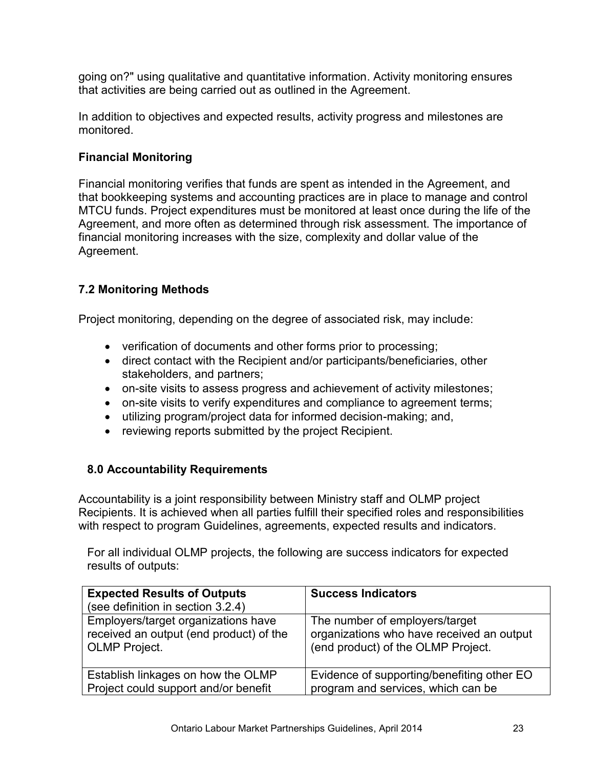going on?" using qualitative and quantitative information. Activity monitoring ensures that activities are being carried out as outlined in the Agreement.

In addition to objectives and expected results, activity progress and milestones are monitored.

**Financial Monitoring**

Financial monitoring verifies that funds are spent as intended in the Agreement, and that bookkeeping systems and accounting practices are in place to manage and control MTCU funds. Project expenditures must be monitored at least once during the life of the Agreement, and more often as determined through risk assessment. The importance of financial monitoring increases with the size, complexity and dollar value of the Agreement.

### 7.2 Monitoring Methods

Project monitoring, depending on the degree of associated risk, may include:

- verification of documents and other forms prior to processing;
- direct contact with the Recipient and/or participants/beneficiaries, other stakeholders, and partners;
- on-site visits to assess progress and achievement of activity milestones;
- on-site visits to verify expenditures and compliance to agreement terms;
- utilizing program/project data for informed decision-making; and,
- reviewing reports submitted by the project Recipient.

## 8.0 Accountability Requirements

Accountability is a joint responsibility between Ministry staff and OLMP project Recipients. It is achieved when all parties fulfill their specified roles and responsibilities with respect to program Guidelines, agreements, expected results and indicators.

For all individual OLMP projects, the following are success indicators for expected results of outputs:

| **Expected Results of Outputs** (see definition in section 3.2.4) | **Success Indicators** |
|---|---|
| Employers/target organizations have received an output (end product) of the OLMP Project. | The number of employers/target organizations who have received an output (end product) of the OLMP Project. |
| Establish linkages on how the OLMP Project could support and/or benefit | Evidence of supporting/benefiting other EO program and services, which can be |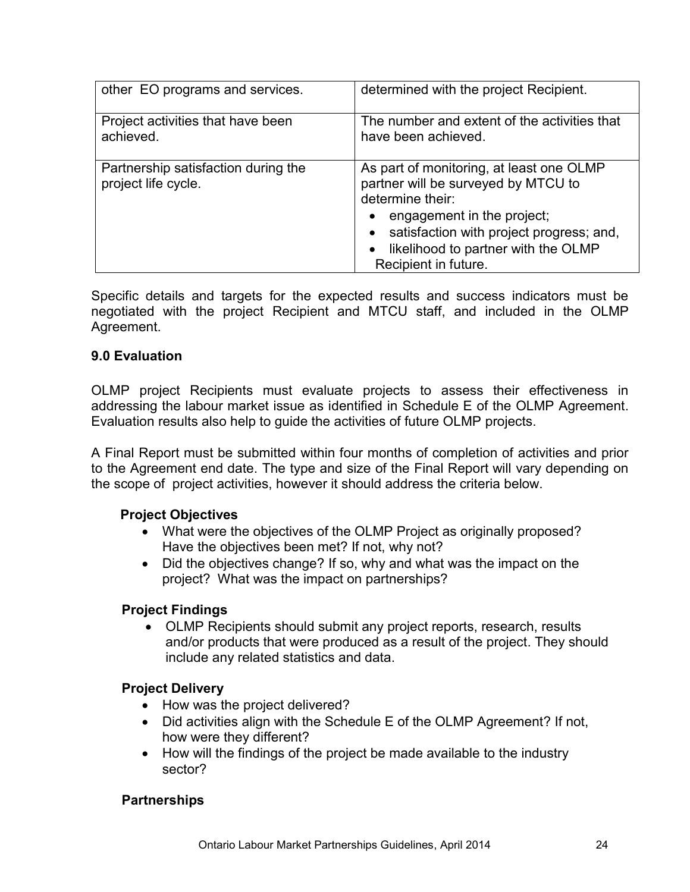| | |
|---|---|
| other EO programs and services. | determined with the project Recipient. |
| Project activities that have been achieved. | The number and extent of the activities that have been achieved. |
| Partnership satisfaction during the project life cycle. | As part of monitoring, at least one OLMP partner will be surveyed by MTCU to determine their: <br>• engagement in the project; <br>• satisfaction with project progress; and, <br>• likelihood to partner with the OLMP Recipient in future. |

Specific details and targets for the expected results and success indicators must be negotiated with the project Recipient and MTCU staff, and included in the OLMP Agreement.

## 9.0 Evaluation

OLMP project Recipients must evaluate projects to assess their effectiveness in addressing the labour market issue as identified in Schedule E of the OLMP Agreement. Evaluation results also help to guide the activities of future OLMP projects.

A Final Report must be submitted within four months of completion of activities and prior to the Agreement end date. The type and size of the Final Report will vary depending on the scope of project activities, however it should address the criteria below.

**Project Objectives**

- What were the objectives of the OLMP Project as originally proposed? Have the objectives been met? If not, why not?
- Did the objectives change? If so, why and what was the impact on the project? What was the impact on partnerships?

**Project Findings**

- OLMP Recipients should submit any project reports, research, results and/or products that were produced as a result of the project. They should include any related statistics and data.

**Project Delivery**

- How was the project delivered?
- Did activities align with the Schedule E of the OLMP Agreement? If not, how were they different?
- How will the findings of the project be made available to the industry sector?

**Partnerships**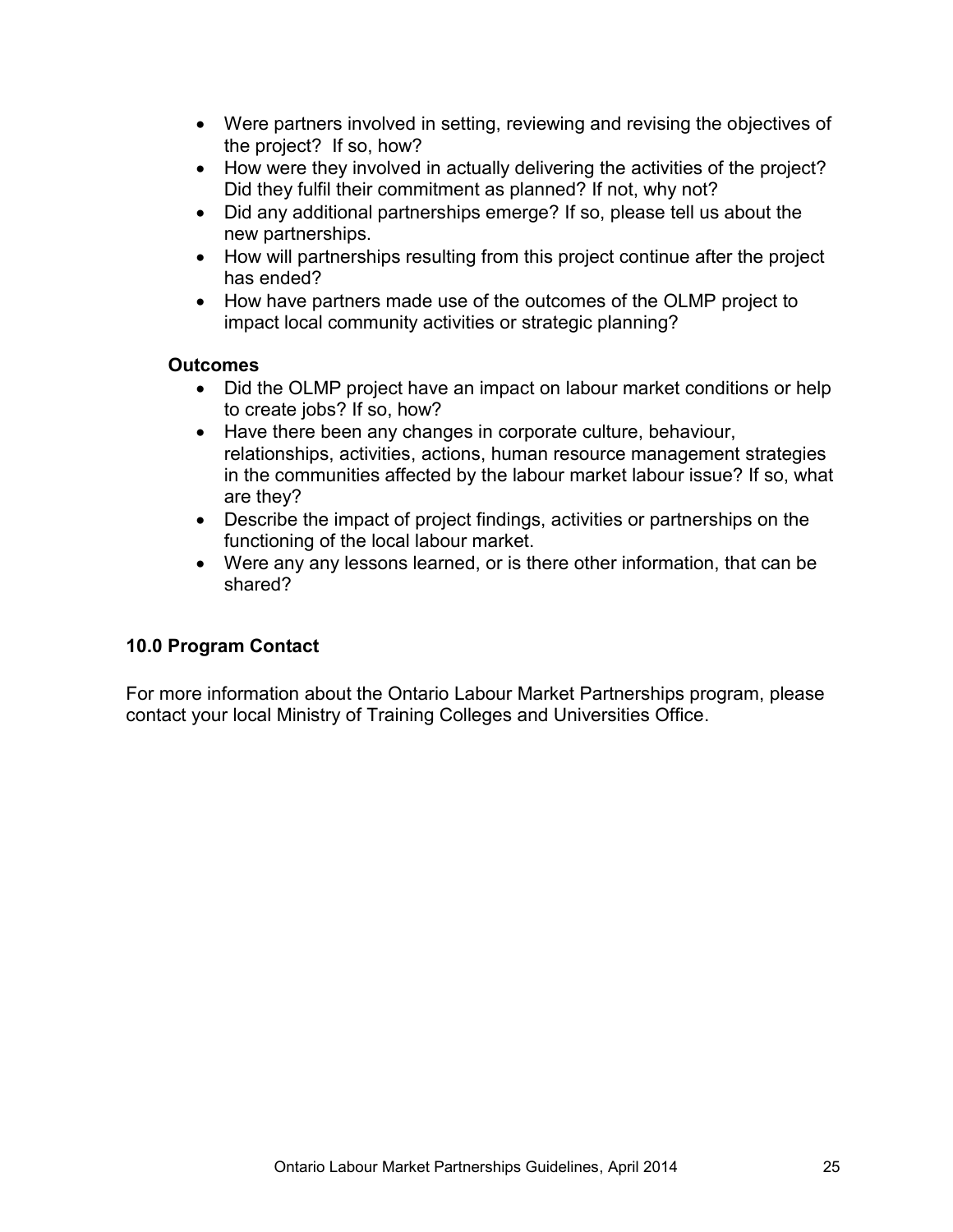- Were partners involved in setting, reviewing and revising the objectives of the project? If so, how?
- How were they involved in actually delivering the activities of the project? Did they fulfil their commitment as planned? If not, why not?
- Did any additional partnerships emerge? If so, please tell us about the new partnerships.
- How will partnerships resulting from this project continue after the project has ended?
- How have partners made use of the outcomes of the OLMP project to impact local community activities or strategic planning?

**Outcomes**

- Did the OLMP project have an impact on labour market conditions or help to create jobs? If so, how?
- Have there been any changes in corporate culture, behaviour, relationships, activities, actions, human resource management strategies in the communities affected by the labour market labour issue? If so, what are they?
- Describe the impact of project findings, activities or partnerships on the functioning of the local labour market.
- Were any any lessons learned, or is there other information, that can be shared?

### 10.0 Program Contact

For more information about the Ontario Labour Market Partnerships program, please contact your local Ministry of Training Colleges and Universities Office.